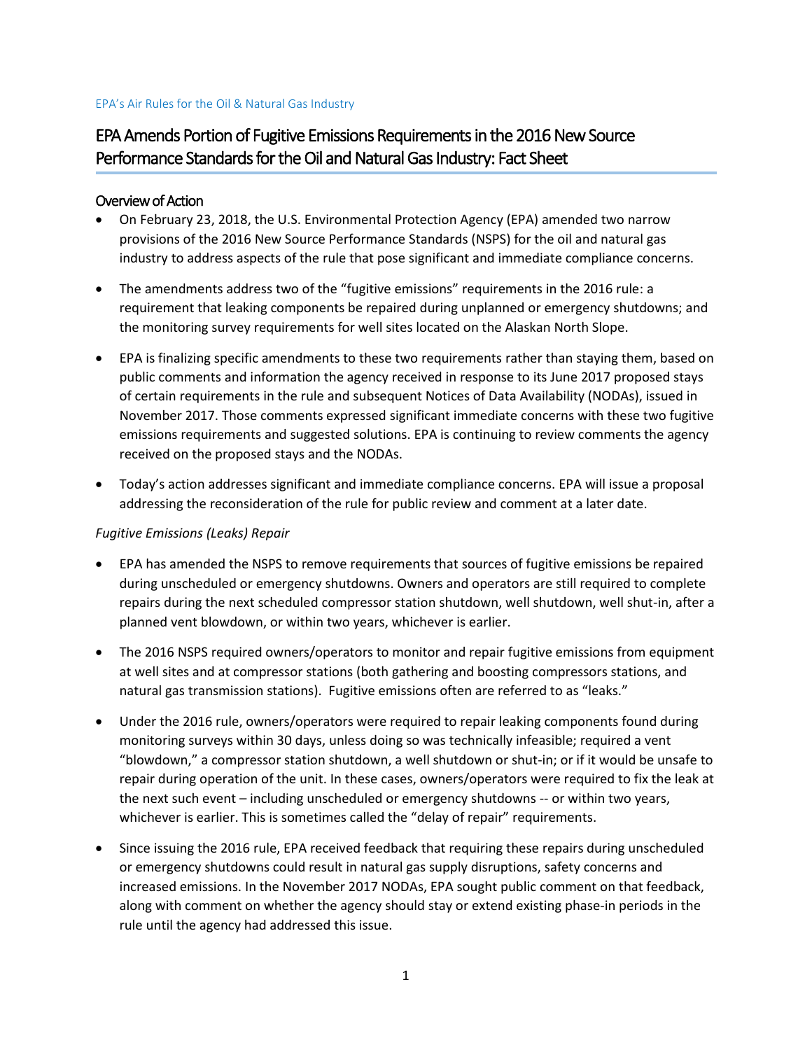EPA's Air Rules for the Oil & Natural Gas Industry

# EPA Amends Portion of Fugitive Emissions Requirements in the 2016 New Source Performance Standards for the Oil and Natural Gas Industry: Fact Sheet

## Overview of Action

- On February 23, 2018, the U.S. Environmental Protection Agency (EPA) amended two narrow provisions of the 2016 New Source Performance Standards (NSPS) for the oil and natural gas industry to address aspects of the rule that pose significant and immediate compliance concerns.

- The amendments address two of the "fugitive emissions" requirements in the 2016 rule: a requirement that leaking components be repaired during unplanned or emergency shutdowns; and the monitoring survey requirements for well sites located on the Alaskan North Slope.

- EPA is finalizing specific amendments to these two requirements rather than staying them, based on public comments and information the agency received in response to its June 2017 proposed stays of certain requirements in the rule and subsequent Notices of Data Availability (NODAs), issued in November 2017. Those comments expressed significant immediate concerns with these two fugitive emissions requirements and suggested solutions. EPA is continuing to review comments the agency received on the proposed stays and the NODAs.

- Today's action addresses significant and immediate compliance concerns. EPA will issue a proposal addressing the reconsideration of the rule for public review and comment at a later date.

*Fugitive Emissions (Leaks) Repair*

- EPA has amended the NSPS to remove requirements that sources of fugitive emissions be repaired during unscheduled or emergency shutdowns. Owners and operators are still required to complete repairs during the next scheduled compressor station shutdown, well shutdown, well shut-in, after a planned vent blowdown, or within two years, whichever is earlier.

- The 2016 NSPS required owners/operators to monitor and repair fugitive emissions from equipment at well sites and at compressor stations (both gathering and boosting compressors stations, and natural gas transmission stations). Fugitive emissions often are referred to as "leaks."

- Under the 2016 rule, owners/operators were required to repair leaking components found during monitoring surveys within 30 days, unless doing so was technically infeasible; required a vent "blowdown," a compressor station shutdown, a well shutdown or shut-in; or if it would be unsafe to repair during operation of the unit. In these cases, owners/operators were required to fix the leak at the next such event – including unscheduled or emergency shutdowns -- or within two years, whichever is earlier. This is sometimes called the "delay of repair" requirements.

- Since issuing the 2016 rule, EPA received feedback that requiring these repairs during unscheduled or emergency shutdowns could result in natural gas supply disruptions, safety concerns and increased emissions. In the November 2017 NODAs, EPA sought public comment on that feedback, along with comment on whether the agency should stay or extend existing phase-in periods in the rule until the agency had addressed this issue.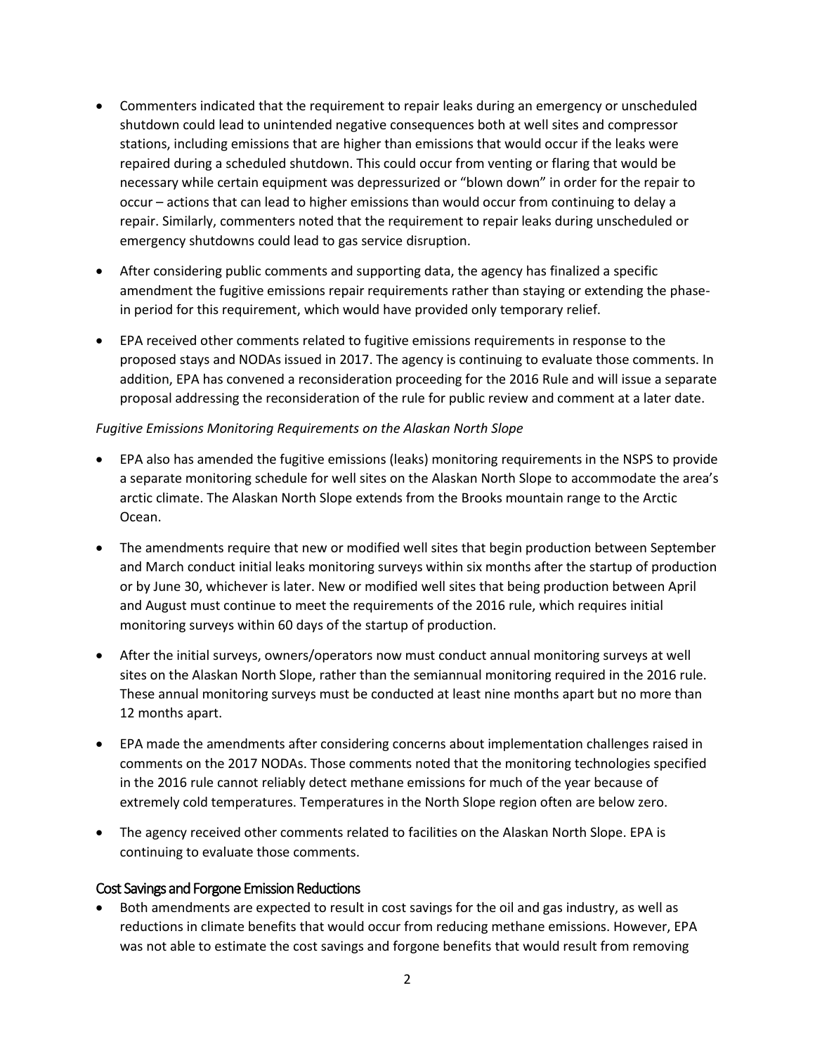- Commenters indicated that the requirement to repair leaks during an emergency or unscheduled shutdown could lead to unintended negative consequences both at well sites and compressor stations, including emissions that are higher than emissions that would occur if the leaks were repaired during a scheduled shutdown. This could occur from venting or flaring that would be necessary while certain equipment was depressurized or "blown down" in order for the repair to occur – actions that can lead to higher emissions than would occur from continuing to delay a repair. Similarly, commenters noted that the requirement to repair leaks during unscheduled or emergency shutdowns could lead to gas service disruption.
- After considering public comments and supporting data, the agency has finalized a specific amendment the fugitive emissions repair requirements rather than staying or extending the phase-in period for this requirement, which would have provided only temporary relief.
- EPA received other comments related to fugitive emissions requirements in response to the proposed stays and NODAs issued in 2017. The agency is continuing to evaluate those comments. In addition, EPA has convened a reconsideration proceeding for the 2016 Rule and will issue a separate proposal addressing the reconsideration of the rule for public review and comment at a later date.

*Fugitive Emissions Monitoring Requirements on the Alaskan North Slope*

- EPA also has amended the fugitive emissions (leaks) monitoring requirements in the NSPS to provide a separate monitoring schedule for well sites on the Alaskan North Slope to accommodate the area's arctic climate. The Alaskan North Slope extends from the Brooks mountain range to the Arctic Ocean.
- The amendments require that new or modified well sites that begin production between September and March conduct initial leaks monitoring surveys within six months after the startup of production or by June 30, whichever is later. New or modified well sites that being production between April and August must continue to meet the requirements of the 2016 rule, which requires initial monitoring surveys within 60 days of the startup of production.
- After the initial surveys, owners/operators now must conduct annual monitoring surveys at well sites on the Alaskan North Slope, rather than the semiannual monitoring required in the 2016 rule. These annual monitoring surveys must be conducted at least nine months apart but no more than 12 months apart.
- EPA made the amendments after considering concerns about implementation challenges raised in comments on the 2017 NODAs. Those comments noted that the monitoring technologies specified in the 2016 rule cannot reliably detect methane emissions for much of the year because of extremely cold temperatures. Temperatures in the North Slope region often are below zero.
- The agency received other comments related to facilities on the Alaskan North Slope. EPA is continuing to evaluate those comments.

## Cost Savings and Forgone Emission Reductions

- Both amendments are expected to result in cost savings for the oil and gas industry, as well as reductions in climate benefits that would occur from reducing methane emissions. However, EPA was not able to estimate the cost savings and forgone benefits that would result from removing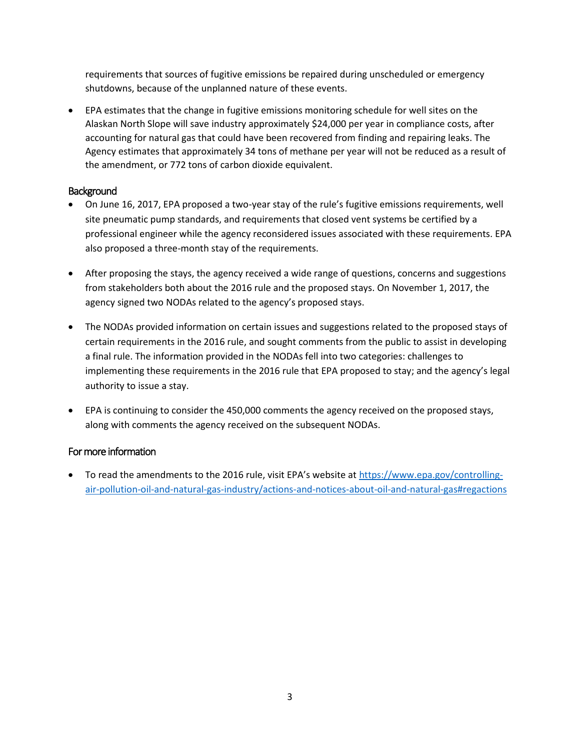requirements that sources of fugitive emissions be repaired during unscheduled or emergency shutdowns, because of the unplanned nature of these events.

- EPA estimates that the change in fugitive emissions monitoring schedule for well sites on the Alaskan North Slope will save industry approximately $24,000 per year in compliance costs, after accounting for natural gas that could have been recovered from finding and repairing leaks. The Agency estimates that approximately 34 tons of methane per year will not be reduced as a result of the amendment, or 772 tons of carbon dioxide equivalent.

## Background

- On June 16, 2017, EPA proposed a two-year stay of the rule's fugitive emissions requirements, well site pneumatic pump standards, and requirements that closed vent systems be certified by a professional engineer while the agency reconsidered issues associated with these requirements. EPA also proposed a three-month stay of the requirements.

- After proposing the stays, the agency received a wide range of questions, concerns and suggestions from stakeholders both about the 2016 rule and the proposed stays. On November 1, 2017, the agency signed two NODAs related to the agency's proposed stays.

- The NODAs provided information on certain issues and suggestions related to the proposed stays of certain requirements in the 2016 rule, and sought comments from the public to assist in developing a final rule. The information provided in the NODAs fell into two categories: challenges to implementing these requirements in the 2016 rule that EPA proposed to stay; and the agency's legal authority to issue a stay.

- EPA is continuing to consider the 450,000 comments the agency received on the proposed stays, along with comments the agency received on the subsequent NODAs.

## For more information

- To read the amendments to the 2016 rule, visit EPA's website at [https://www.epa.gov/controlling-air-pollution-oil-and-natural-gas-industry/actions-and-notices-about-oil-and-natural-gas#regactions](https://www.epa.gov/controlling-air-pollution-oil-and-natural-gas-industry/actions-and-notices-about-oil-and-natural-gas#regactions)